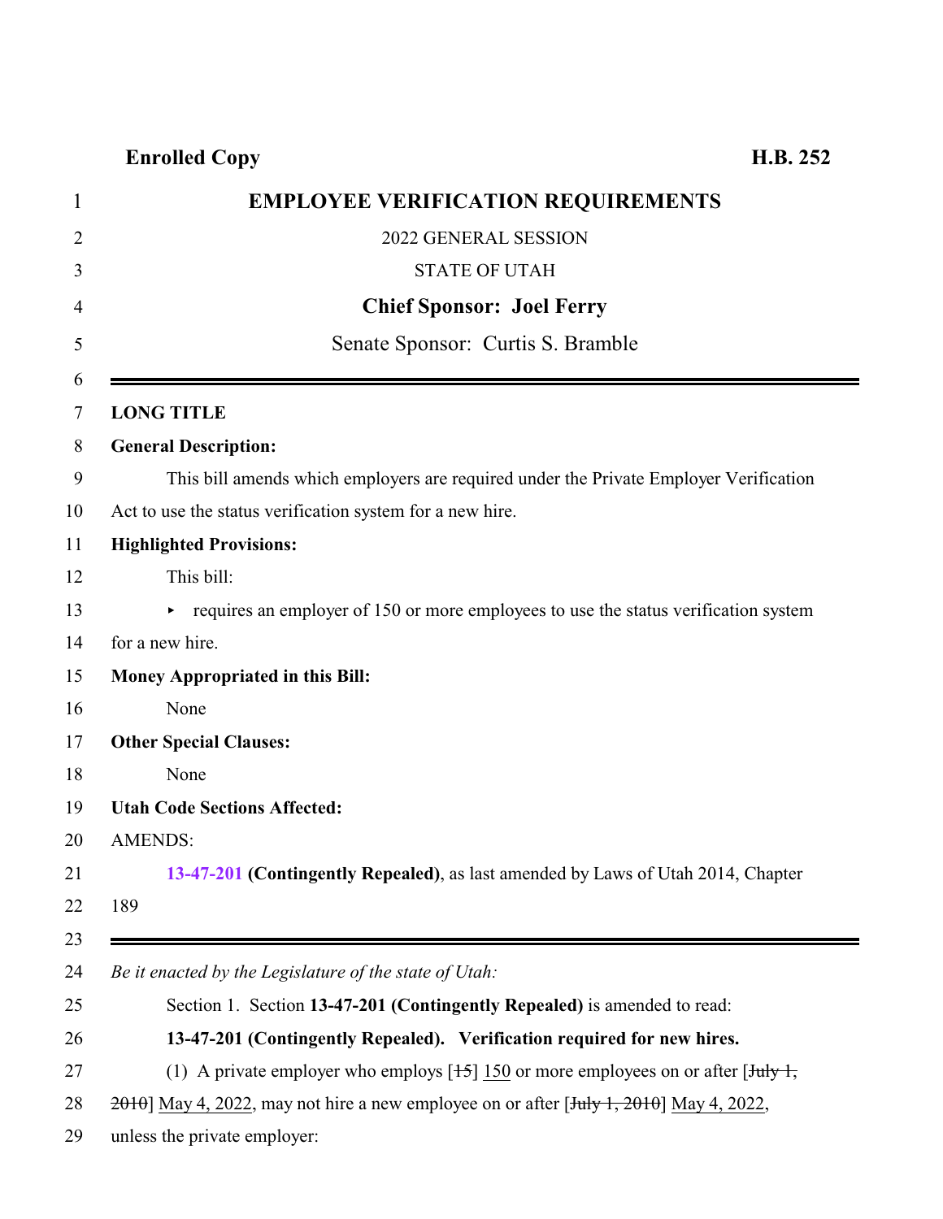**Enrolled Copy** **H.B. 252**

# EMPLOYEE VERIFICATION REQUIREMENTS

2022 GENERAL SESSION

STATE OF UTAH

**Chief Sponsor: Joel Ferry**

Senate Sponsor: Curtis S. Bramble

---

**LONG TITLE**

**General Description:**

This bill amends which employers are required under the Private Employer Verification Act to use the status verification system for a new hire.

**Highlighted Provisions:**

This bill:

- requires an employer of 150 or more employees to use the status verification system for a new hire.

**Money Appropriated in this Bill:**

None

**Other Special Clauses:**

None

**Utah Code Sections Affected:**

AMENDS:

**13-47-201 (Contingently Repealed)**, as last amended by Laws of Utah 2014, Chapter 189

---

*Be it enacted by the Legislature of the state of Utah:*

Section 1. Section **13-47-201 (Contingently Repealed)** is amended to read:

**13-47-201 (Contingently Repealed). Verification required for new hires.**

(1) A private employer who employs [~~15~~] 150 or more employees on or after [~~July 1, 2010~~] May 4, 2022, may not hire a new employee on or after [~~July 1, 2010~~] May 4, 2022, unless the private employer: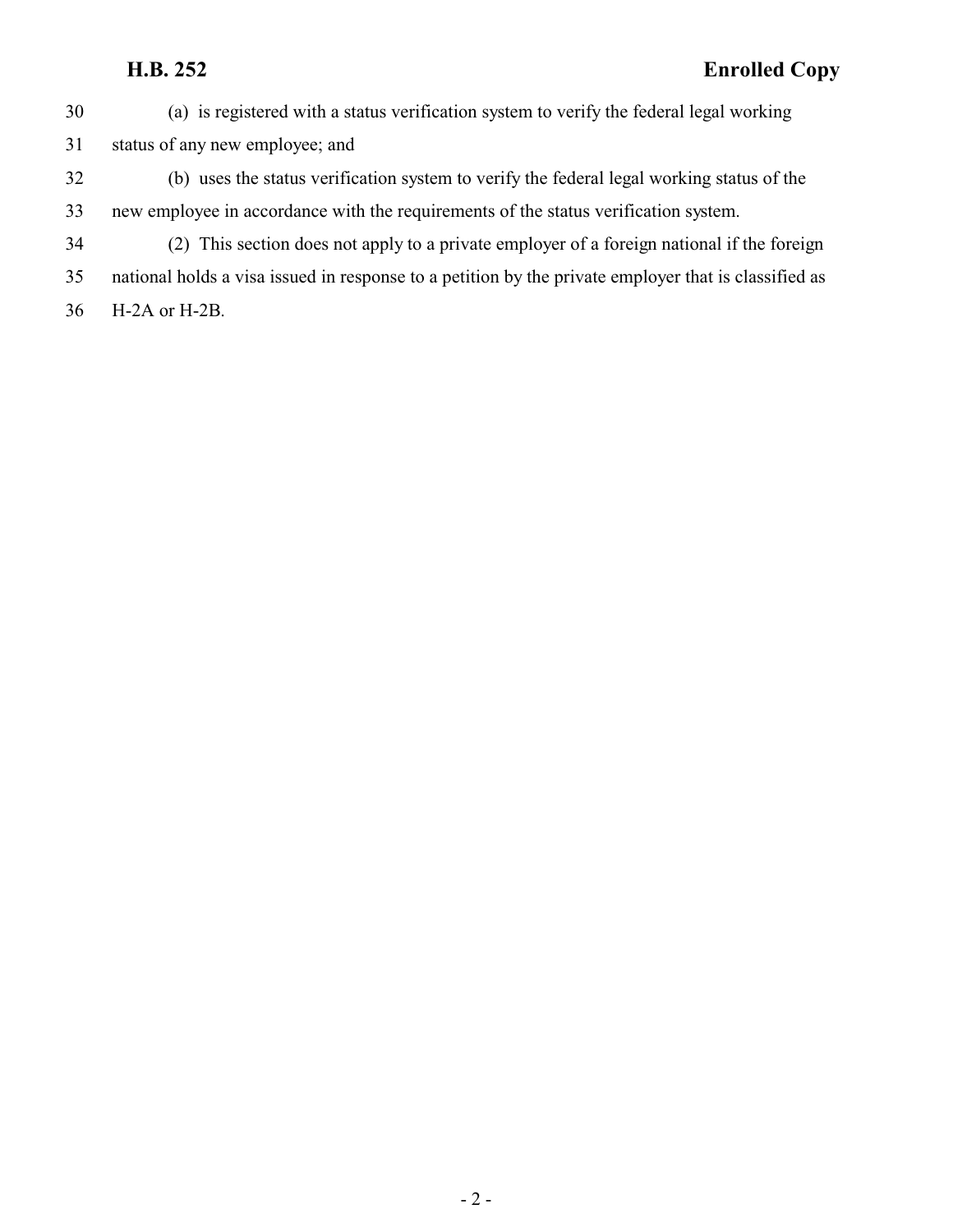(a) is registered with a status verification system to verify the federal legal working status of any new employee; and

(b) uses the status verification system to verify the federal legal working status of the new employee in accordance with the requirements of the status verification system.

(2) This section does not apply to a private employer of a foreign national if the foreign national holds a visa issued in response to a petition by the private employer that is classified as H-2A or H-2B.